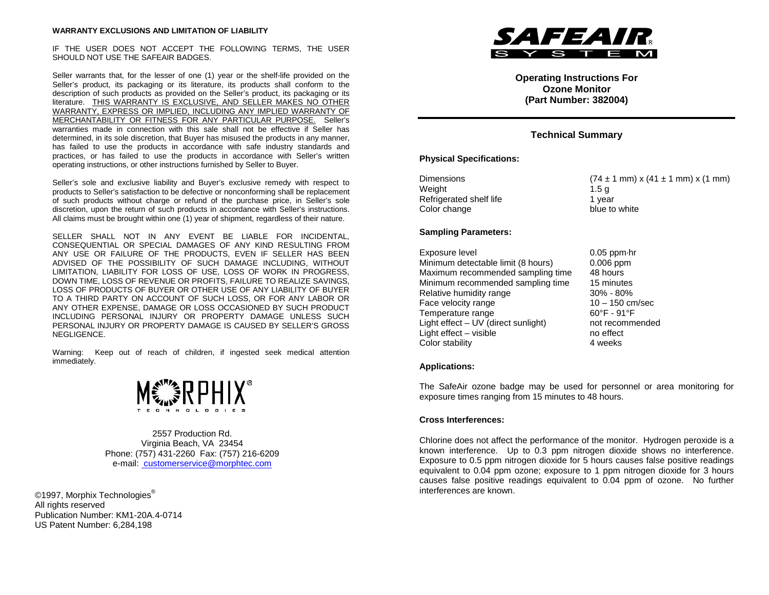**WARRANTY EXCLUSIONS AND LIMITATION OF LIABILITY**

IF THE USER DOES NOT ACCEPT THE FOLLOWING TERMS, THE USER SHOULD NOT USE THE SAFEAIR BADGES.

Seller warrants that, for the lesser of one (1) year or the shelf-life provided on the Seller's product, its packaging or its literature, its products shall conform to the description of such products as provided on the Seller's product, its packaging or its literature. THIS WARRANTY IS EXCLUSIVE, AND SELLER MAKES NO OTHER WARRANTY, EXPRESS OR IMPLIED, INCLUDING ANY IMPLIED WARRANTY OF MERCHANTABILITY OR FITNESS FOR ANY PARTICULAR PURPOSE. Seller's warranties made in connection with this sale shall not be effective if Seller has determined, in its sole discretion, that Buyer has misused the products in any manner, has failed to use the products in accordance with safe industry standards and practices, or has failed to use the products in accordance with Seller's written operating instructions, or other instructions furnished by Seller to Buyer.

Seller's sole and exclusive liability and Buyer's exclusive remedy with respect to products to Seller's satisfaction to be defective or nonconforming shall be replacement of such products without charge or refund of the purchase price, in Seller's sole discretion, upon the return of such products in accordance with Seller's instructions. All claims must be brought within one (1) year of shipment, regardless of their nature.

SELLER SHALL NOT IN ANY EVENT BE LIABLE FOR INCIDENTAL, CONSEQUENTIAL OR SPECIAL DAMAGES OF ANY KIND RESULTING FROM ANY USE OR FAILURE OF THE PRODUCTS, EVEN IF SELLER HAS BEEN ADVISED OF THE POSSIBILITY OF SUCH DAMAGE INCLUDING, WITHOUT LIMITATION, LIABILITY FOR LOSS OF USE, LOSS OF WORK IN PROGRESS, DOWN TIME, LOSS OF REVENUE OR PROFITS, FAILURE TO REALIZE SAVINGS, LOSS OF PRODUCTS OF BUYER OR OTHER USE OF ANY LIABILITY OF BUYER TO A THIRD PARTY ON ACCOUNT OF SUCH LOSS, OR FOR ANY LABOR OR ANY OTHER EXPENSE, DAMAGE OR LOSS OCCASIONED BY SUCH PRODUCT INCLUDING PERSONAL INJURY OR PROPERTY DAMAGE UNLESS SUCH PERSONAL INJURY OR PROPERTY DAMAGE IS CAUSED BY SELLER'S GROSS NEGLIGENCE.

Warning: Keep out of reach of children, if ingested seek medical attention immediately.

MORPHIX® TECHNOLOGIES

2557 Production Rd.
Virginia Beach, VA 23454
Phone: (757) 431-2260 Fax: (757) 216-6209
e-mail: customerservice@morphtec.com

©1997, Morphix Technologies®
All rights reserved
Publication Number: KM1-20A.4-0714
US Patent Number: 6,284,198

SAFEAIR® SYSTEM

**Operating Instructions For**
**Ozone Monitor**
**(Part Number: 382004)**

## Technical Summary

**Physical Specifications:**

| | |
|---|---|
| Dimensions | (74 ± 1 mm) x (41 ± 1 mm) x (1 mm) |
| Weight | 1.5 g |
| Refrigerated shelf life | 1 year |
| Color change | blue to white |

**Sampling Parameters:**

| | |
|---|---|
| Exposure level | 0.05 ppm·hr |
| Minimum detectable limit (8 hours) | 0.006 ppm |
| Maximum recommended sampling time | 48 hours |
| Minimum recommended sampling time | 15 minutes |
| Relative humidity range | 30% - 80% |
| Face velocity range | 10 – 150 cm/sec |
| Temperature range | 60°F - 91°F |
| Light effect – UV (direct sunlight) | not recommended |
| Light effect – visible | no effect |
| Color stability | 4 weeks |

**Applications:**

The SafeAir ozone badge may be used for personnel or area monitoring for exposure times ranging from 15 minutes to 48 hours.

**Cross Interferences:**

Chlorine does not affect the performance of the monitor. Hydrogen peroxide is a known interference. Up to 0.3 ppm nitrogen dioxide shows no interference. Exposure to 0.5 ppm nitrogen dioxide for 5 hours causes false positive readings equivalent to 0.04 ppm ozone; exposure to 1 ppm nitrogen dioxide for 3 hours causes false positive readings equivalent to 0.04 ppm of ozone. No further interferences are known.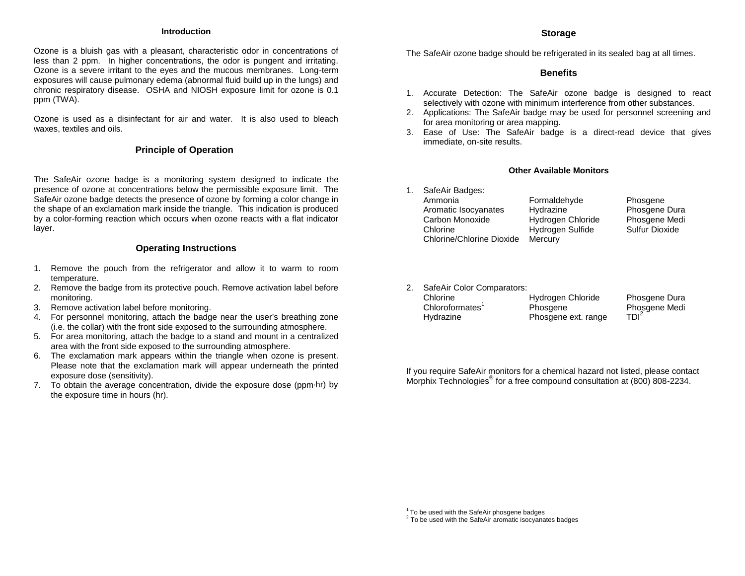## Introduction

Ozone is a bluish gas with a pleasant, characteristic odor in concentrations of less than 2 ppm. In higher concentrations, the odor is pungent and irritating. Ozone is a severe irritant to the eyes and the mucous membranes. Long-term exposures will cause pulmonary edema (abnormal fluid build up in the lungs) and chronic respiratory disease. OSHA and NIOSH exposure limit for ozone is 0.1 ppm (TWA).

Ozone is used as a disinfectant for air and water. It is also used to bleach waxes, textiles and oils.

## Principle of Operation

The SafeAir ozone badge is a monitoring system designed to indicate the presence of ozone at concentrations below the permissible exposure limit. The SafeAir ozone badge detects the presence of ozone by forming a color change in the shape of an exclamation mark inside the triangle. This indication is produced by a color-forming reaction which occurs when ozone reacts with a flat indicator layer.

## Operating Instructions

1. Remove the pouch from the refrigerator and allow it to warm to room temperature.
2. Remove the badge from its protective pouch. Remove activation label before monitoring.
3. Remove activation label before monitoring.
4. For personnel monitoring, attach the badge near the user's breathing zone (i.e. the collar) with the front side exposed to the surrounding atmosphere.
5. For area monitoring, attach the badge to a stand and mount in a centralized area with the front side exposed to the surrounding atmosphere.
6. The exclamation mark appears within the triangle when ozone is present. Please note that the exclamation mark will appear underneath the printed exposure dose (sensitivity).
7. To obtain the average concentration, divide the exposure dose (ppm·hr) by the exposure time in hours (hr).

## Storage

The SafeAir ozone badge should be refrigerated in its sealed bag at all times.

## Benefits

1. Accurate Detection: The SafeAir ozone badge is designed to react selectively with ozone with minimum interference from other substances.
2. Applications: The SafeAir badge may be used for personnel screening and for area monitoring or area mapping.
3. Ease of Use: The SafeAir badge is a direct-read device that gives immediate, on-site results.

## Other Available Monitors

1. SafeAir Badges:

| | | |
|---|---|---|
| Ammonia | Formaldehyde | Phosgene |
| Aromatic Isocyanates | Hydrazine | Phosgene Dura |
| Carbon Monoxide | Hydrogen Chloride | Phosgene Medi |
| Chlorine | Hydrogen Sulfide | Sulfur Dioxide |
| Chlorine/Chlorine Dioxide | Mercury | |

2. SafeAir Color Comparators:

| | | |
|---|---|---|
| Chlorine | Hydrogen Chloride | Phosgene Dura |
| Chloroformates[1] | Phosgene | Phosgene Medi |
| Hydrazine | Phosgene ext. range | TDI[2] |

If you require SafeAir monitors for a chemical hazard not listed, please contact Morphix Technologies® for a free compound consultation at (800) 808-2234.

[1] To be used with the SafeAir phosgene badges
[2] To be used with the SafeAir aromatic isocyanates badges